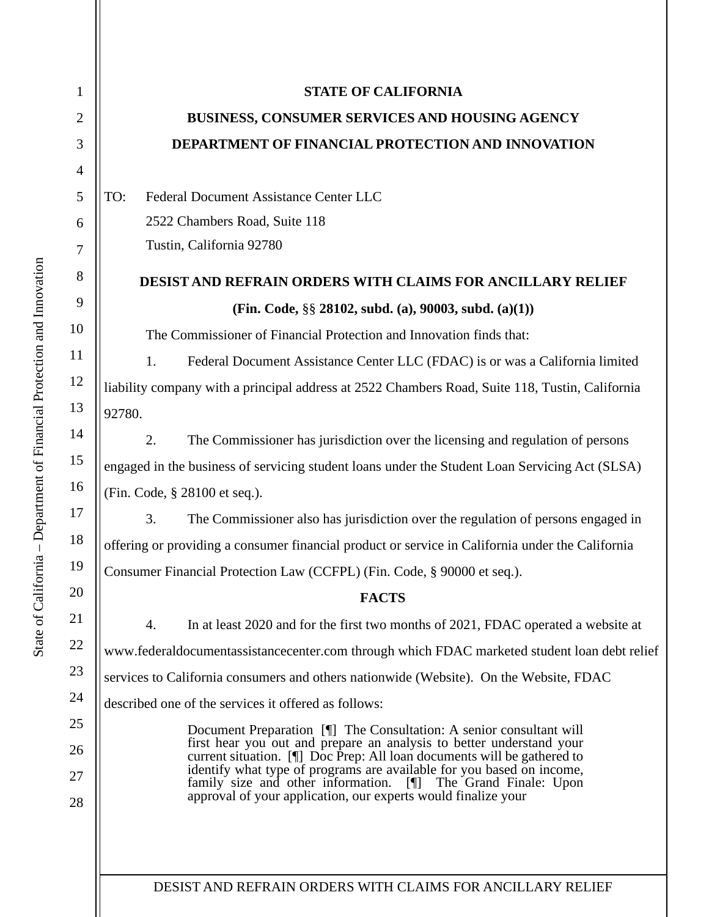**STATE OF CALIFORNIA**

**BUSINESS, CONSUMER SERVICES AND HOUSING AGENCY**

**DEPARTMENT OF FINANCIAL PROTECTION AND INNOVATION**

TO: Federal Document Assistance Center LLC
2522 Chambers Road, Suite 118
Tustin, California 92780

**DESIST AND REFRAIN ORDERS WITH CLAIMS FOR ANCILLARY RELIEF**

**(Fin. Code, §§ 28102, subd. (a), 90003, subd. (a)(1))**

The Commissioner of Financial Protection and Innovation finds that:

1. Federal Document Assistance Center LLC (FDAC) is or was a California limited liability company with a principal address at 2522 Chambers Road, Suite 118, Tustin, California 92780.

2. The Commissioner has jurisdiction over the licensing and regulation of persons engaged in the business of servicing student loans under the Student Loan Servicing Act (SLSA) (Fin. Code, § 28100 et seq.).

3. The Commissioner also has jurisdiction over the regulation of persons engaged in offering or providing a consumer financial product or service in California under the California Consumer Financial Protection Law (CCFPL) (Fin. Code, § 90000 et seq.).

**FACTS**

4. In at least 2020 and for the first two months of 2021, FDAC operated a website at www.federaldocumentassistancecenter.com through which FDAC marketed student loan debt relief services to California consumers and others nationwide (Website). On the Website, FDAC described one of the services it offered as follows:

> Document Preparation [¶] The Consultation: A senior consultant will first hear you out and prepare an analysis to better understand your current situation. [¶] Doc Prep: All loan documents will be gathered to identify what type of programs are available for you based on income, family size and other information. [¶] The Grand Finale: Upon approval of your application, our experts would finalize your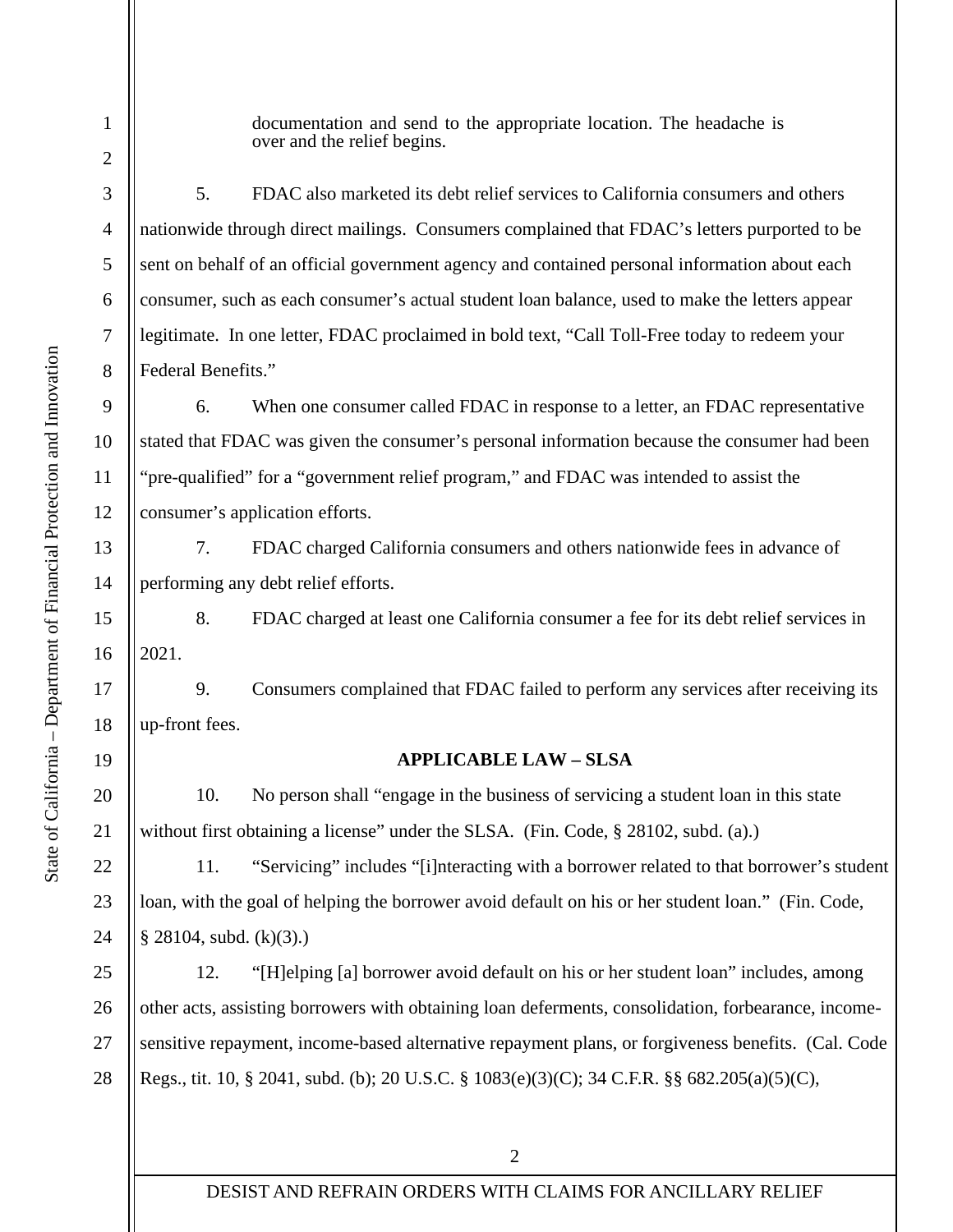documentation and send to the appropriate location. The headache is over and the relief begins.

5. FDAC also marketed its debt relief services to California consumers and others nationwide through direct mailings. Consumers complained that FDAC's letters purported to be sent on behalf of an official government agency and contained personal information about each consumer, such as each consumer's actual student loan balance, used to make the letters appear legitimate. In one letter, FDAC proclaimed in bold text, "Call Toll-Free today to redeem your Federal Benefits."

6. When one consumer called FDAC in response to a letter, an FDAC representative stated that FDAC was given the consumer's personal information because the consumer had been "pre-qualified" for a "government relief program," and FDAC was intended to assist the consumer's application efforts.

7. FDAC charged California consumers and others nationwide fees in advance of performing any debt relief efforts.

8. FDAC charged at least one California consumer a fee for its debt relief services in 2021.

9. Consumers complained that FDAC failed to perform any services after receiving its up-front fees.

**APPLICABLE LAW – SLSA**

10. No person shall "engage in the business of servicing a student loan in this state without first obtaining a license" under the SLSA. (Fin. Code, § 28102, subd. (a).)

11. "Servicing" includes "[i]nteracting with a borrower related to that borrower's student loan, with the goal of helping the borrower avoid default on his or her student loan." (Fin. Code, § 28104, subd. (k)(3).)

12. "[H]elping [a] borrower avoid default on his or her student loan" includes, among other acts, assisting borrowers with obtaining loan deferments, consolidation, forbearance, income-sensitive repayment, income-based alternative repayment plans, or forgiveness benefits. (Cal. Code Regs., tit. 10, § 2041, subd. (b); 20 U.S.C. § 1083(e)(3)(C); 34 C.F.R. §§ 682.205(a)(5)(C),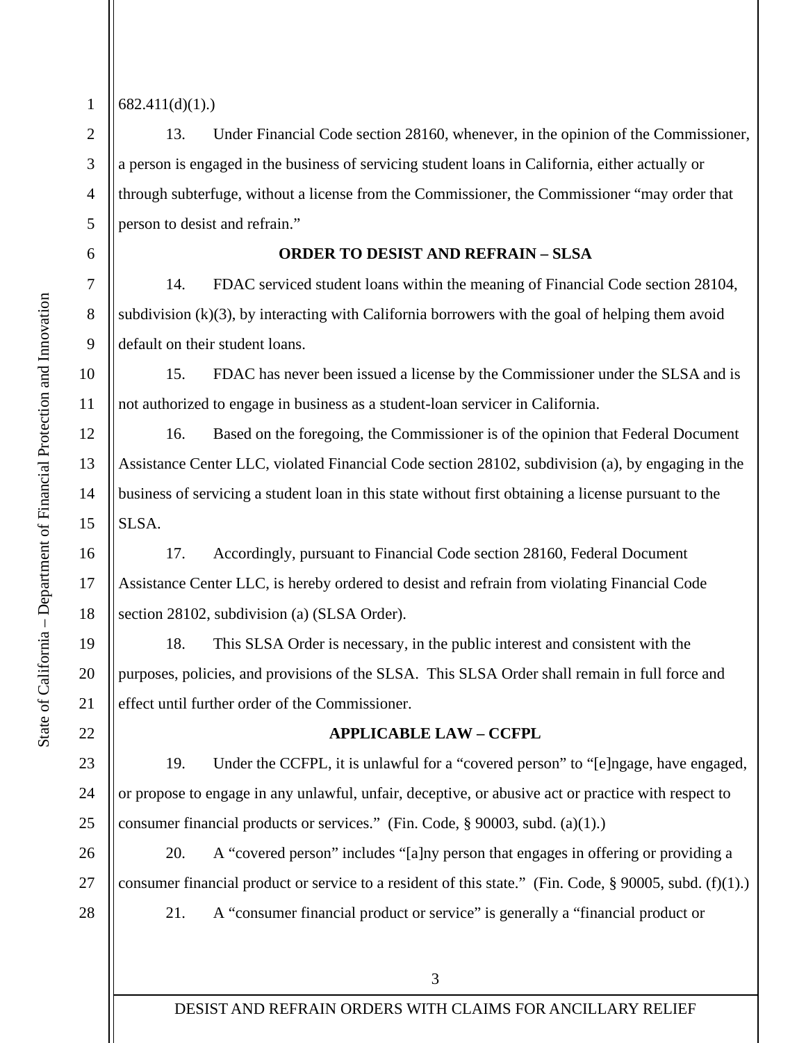682.411(d)(1).)

13. Under Financial Code section 28160, whenever, in the opinion of the Commissioner, a person is engaged in the business of servicing student loans in California, either actually or through subterfuge, without a license from the Commissioner, the Commissioner "may order that person to desist and refrain."

**ORDER TO DESIST AND REFRAIN – SLSA**

14. FDAC serviced student loans within the meaning of Financial Code section 28104, subdivision (k)(3), by interacting with California borrowers with the goal of helping them avoid default on their student loans.

15. FDAC has never been issued a license by the Commissioner under the SLSA and is not authorized to engage in business as a student-loan servicer in California.

16. Based on the foregoing, the Commissioner is of the opinion that Federal Document Assistance Center LLC, violated Financial Code section 28102, subdivision (a), by engaging in the business of servicing a student loan in this state without first obtaining a license pursuant to the SLSA.

17. Accordingly, pursuant to Financial Code section 28160, Federal Document Assistance Center LLC, is hereby ordered to desist and refrain from violating Financial Code section 28102, subdivision (a) (SLSA Order).

18. This SLSA Order is necessary, in the public interest and consistent with the purposes, policies, and provisions of the SLSA. This SLSA Order shall remain in full force and effect until further order of the Commissioner.

**APPLICABLE LAW – CCFPL**

19. Under the CCFPL, it is unlawful for a "covered person" to "[e]ngage, have engaged, or propose to engage in any unlawful, unfair, deceptive, or abusive act or practice with respect to consumer financial products or services." (Fin. Code, § 90003, subd. (a)(1).)

20. A "covered person" includes "[a]ny person that engages in offering or providing a consumer financial product or service to a resident of this state." (Fin. Code, § 90005, subd. (f)(1).)

21. A "consumer financial product or service" is generally a "financial product or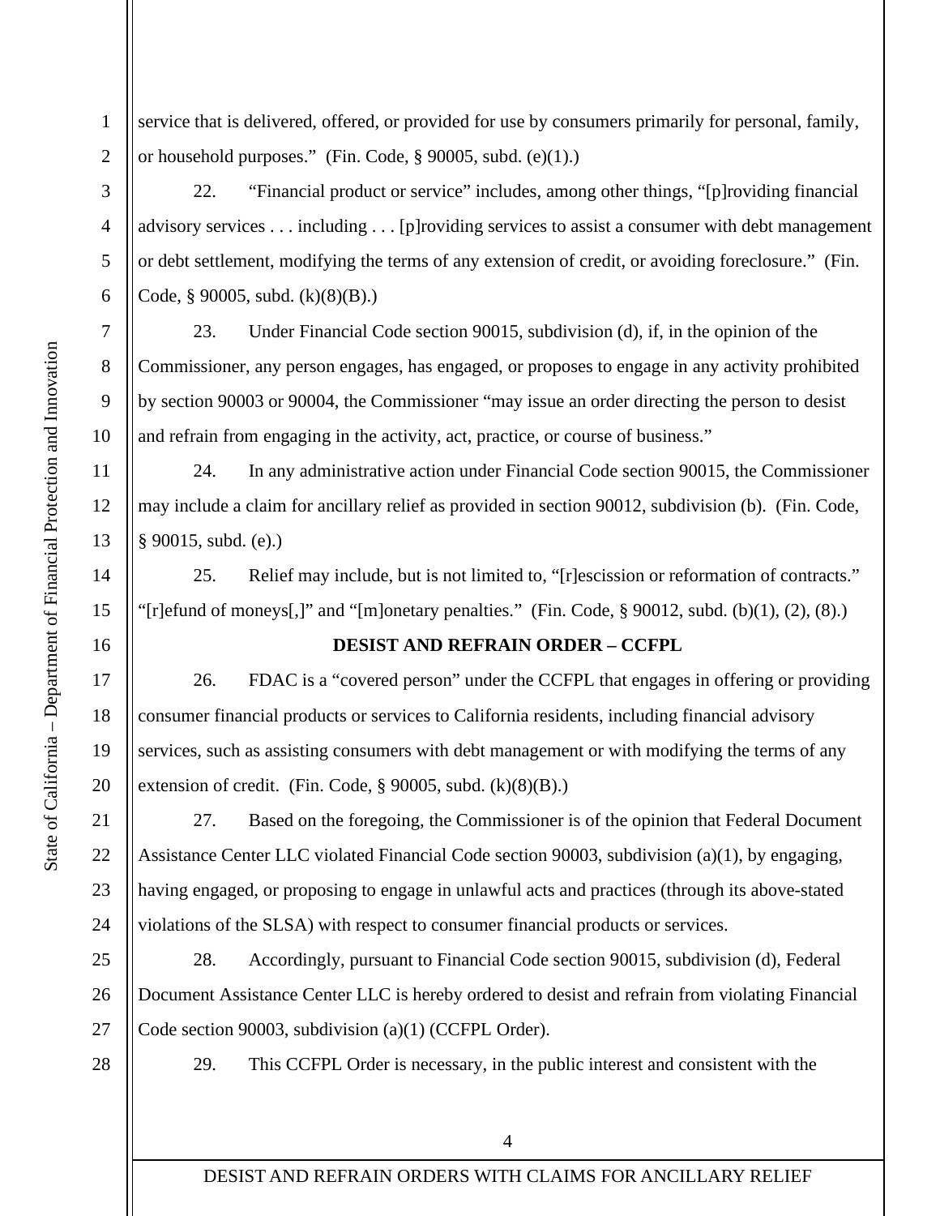service that is delivered, offered, or provided for use by consumers primarily for personal, family, or household purposes." (Fin. Code, § 90005, subd. (e)(1).)

22. "Financial product or service" includes, among other things, "[p]roviding financial advisory services . . . including . . . [p]roviding services to assist a consumer with debt management or debt settlement, modifying the terms of any extension of credit, or avoiding foreclosure." (Fin. Code, § 90005, subd. (k)(8)(B).)

23. Under Financial Code section 90015, subdivision (d), if, in the opinion of the Commissioner, any person engages, has engaged, or proposes to engage in any activity prohibited by section 90003 or 90004, the Commissioner "may issue an order directing the person to desist and refrain from engaging in the activity, act, practice, or course of business."

24. In any administrative action under Financial Code section 90015, the Commissioner may include a claim for ancillary relief as provided in section 90012, subdivision (b). (Fin. Code, § 90015, subd. (e).)

25. Relief may include, but is not limited to, "[r]escission or reformation of contracts." "[r]efund of moneys[,]" and "[m]onetary penalties." (Fin. Code, § 90012, subd. (b)(1), (2), (8).)

**DESIST AND REFRAIN ORDER – CCFPL**

26. FDAC is a "covered person" under the CCFPL that engages in offering or providing consumer financial products or services to California residents, including financial advisory services, such as assisting consumers with debt management or with modifying the terms of any extension of credit. (Fin. Code, § 90005, subd. (k)(8)(B).)

27. Based on the foregoing, the Commissioner is of the opinion that Federal Document Assistance Center LLC violated Financial Code section 90003, subdivision (a)(1), by engaging, having engaged, or proposing to engage in unlawful acts and practices (through its above-stated violations of the SLSA) with respect to consumer financial products or services.

28. Accordingly, pursuant to Financial Code section 90015, subdivision (d), Federal Document Assistance Center LLC is hereby ordered to desist and refrain from violating Financial Code section 90003, subdivision (a)(1) (CCFPL Order).

29. This CCFPL Order is necessary, in the public interest and consistent with the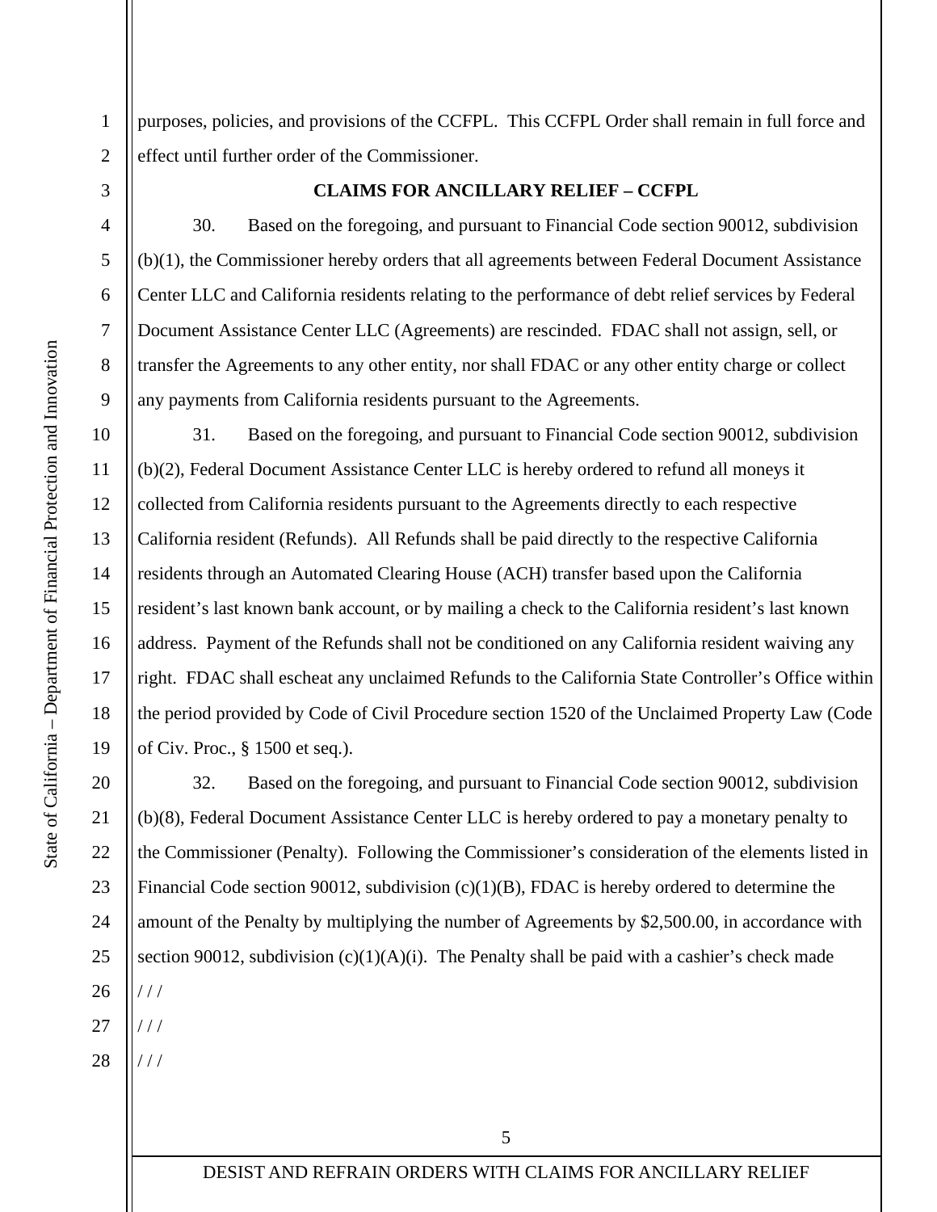purposes, policies, and provisions of the CCFPL. This CCFPL Order shall remain in full force and effect until further order of the Commissioner.

**CLAIMS FOR ANCILLARY RELIEF – CCFPL**

30. Based on the foregoing, and pursuant to Financial Code section 90012, subdivision (b)(1), the Commissioner hereby orders that all agreements between Federal Document Assistance Center LLC and California residents relating to the performance of debt relief services by Federal Document Assistance Center LLC (Agreements) are rescinded. FDAC shall not assign, sell, or transfer the Agreements to any other entity, nor shall FDAC or any other entity charge or collect any payments from California residents pursuant to the Agreements.

31. Based on the foregoing, and pursuant to Financial Code section 90012, subdivision (b)(2), Federal Document Assistance Center LLC is hereby ordered to refund all moneys it collected from California residents pursuant to the Agreements directly to each respective California resident (Refunds). All Refunds shall be paid directly to the respective California residents through an Automated Clearing House (ACH) transfer based upon the California resident's last known bank account, or by mailing a check to the California resident's last known address. Payment of the Refunds shall not be conditioned on any California resident waiving any right. FDAC shall escheat any unclaimed Refunds to the California State Controller's Office within the period provided by Code of Civil Procedure section 1520 of the Unclaimed Property Law (Code of Civ. Proc., § 1500 et seq.).

32. Based on the foregoing, and pursuant to Financial Code section 90012, subdivision (b)(8), Federal Document Assistance Center LLC is hereby ordered to pay a monetary penalty to the Commissioner (Penalty). Following the Commissioner's consideration of the elements listed in Financial Code section 90012, subdivision (c)(1)(B), FDAC is hereby ordered to determine the amount of the Penalty by multiplying the number of Agreements by $2,500.00, in accordance with section 90012, subdivision (c)(1)(A)(i). The Penalty shall be paid with a cashier's check made

/ / /

/ / /

/ / /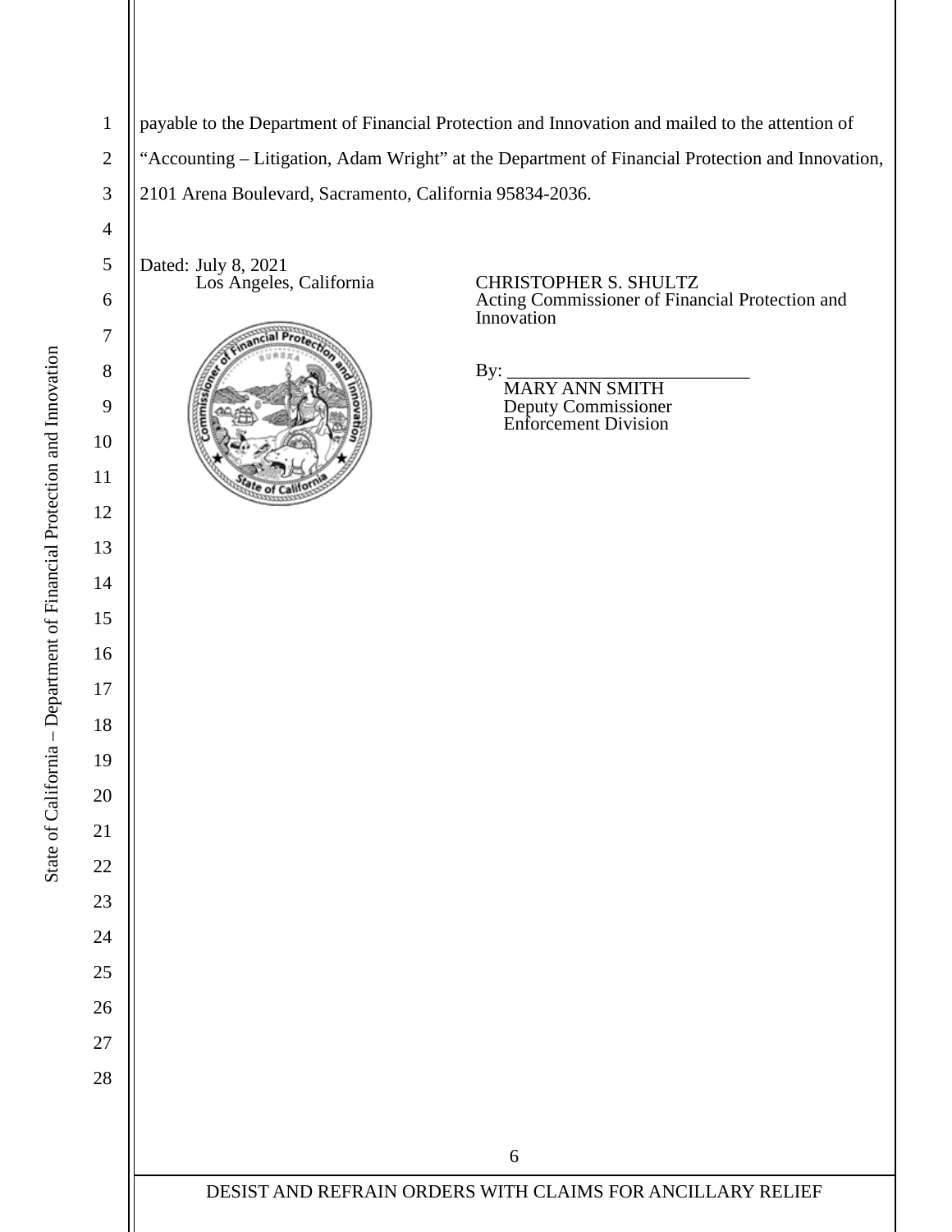payable to the Department of Financial Protection and Innovation and mailed to the attention of "Accounting – Litigation, Adam Wright" at the Department of Financial Protection and Innovation, 2101 Arena Boulevard, Sacramento, California 95834-2036.

Dated: July 8, 2021
Los Angeles, California

CHRISTOPHER S. SHULTZ
Acting Commissioner of Financial Protection and Innovation

By: ___________________________
MARY ANN SMITH
Deputy Commissioner
Enforcement Division

DESIST AND REFRAIN ORDERS WITH CLAIMS FOR ANCILLARY RELIEF